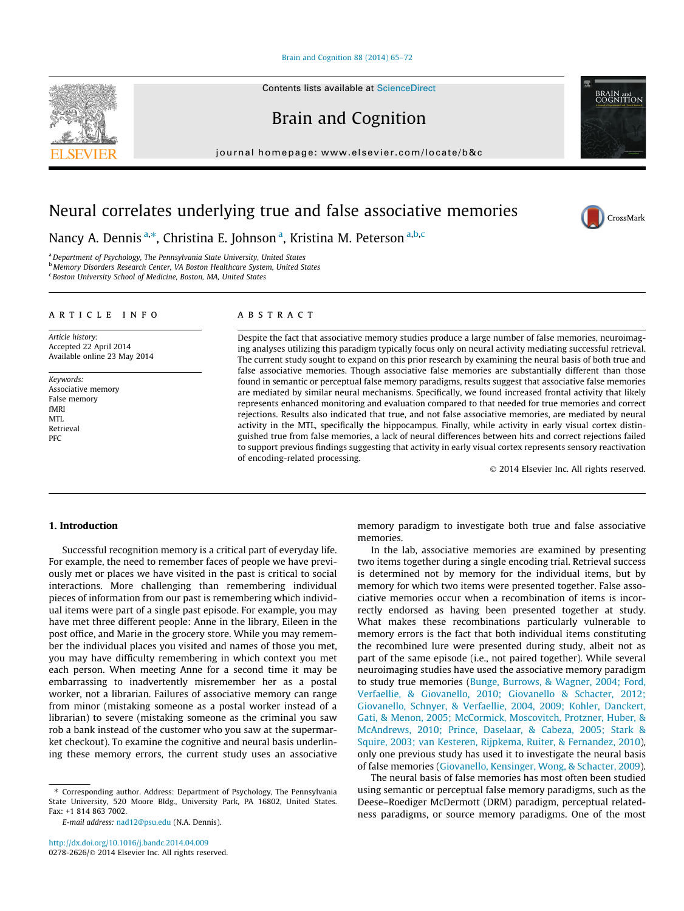# Neural correlates underlying true and false associative memories

Nancy A. Dennis [a,*], Christina E. Johnson [a], Kristina M. Peterson [a,b,c]

[a] Department of Psychology, The Pennsylvania State University, United States
[b] Memory Disorders Research Center, VA Boston Healthcare System, United States
[c] Boston University School of Medicine, Boston, MA, United States

## ARTICLE INFO

*Article history:*
Accepted 22 April 2014
Available online 23 May 2014

*Keywords:*
Associative memory
False memory
fMRI
MTL
Retrieval
PFC

## ABSTRACT

Despite the fact that associative memory studies produce a large number of false memories, neuroimaging analyses utilizing this paradigm typically focus only on neural activity mediating successful retrieval. The current study sought to expand on this prior research by examining the neural basis of both true and false associative memories. Though associative false memories are substantially different than those found in semantic or perceptual false memory paradigms, results suggest that associative false memories are mediated by similar neural mechanisms. Specifically, we found increased frontal activity that likely represents enhanced monitoring and evaluation compared to that needed for true memories and correct rejections. Results also indicated that true, and not false associative memories, are mediated by neural activity in the MTL, specifically the hippocampus. Finally, while activity in early visual cortex distinguished true from false memories, a lack of neural differences between hits and correct rejections failed to support previous findings suggesting that activity in early visual cortex represents sensory reactivation of encoding-related processing.

© 2014 Elsevier Inc. All rights reserved.

## 1. Introduction

Successful recognition memory is a critical part of everyday life. For example, the need to remember faces of people we have previously met or places we have visited in the past is critical to social interactions. More challenging than remembering individual pieces of information from our past is remembering which individual items were part of a single past episode. For example, you may have met three different people: Anne in the library, Eileen in the post office, and Marie in the grocery store. While you may remember the individual places you visited and names of those you met, you may have difficulty remembering in which context you met each person. When meeting Anne for a second time it may be embarrassing to inadvertently misremember her as a postal worker, not a librarian. Failures of associative memory can range from minor (mistaking someone as a postal worker instead of a librarian) to severe (mistaking someone as the criminal you saw rob a bank instead of the customer who you saw at the supermarket checkout). To examine the cognitive and neural basis underlining these memory errors, the current study uses an associative memory paradigm to investigate both true and false associative memories.

In the lab, associative memories are examined by presenting two items together during a single encoding trial. Retrieval success is determined not by memory for the individual items, but by memory for which two items were presented together. False associative memories occur when a recombination of items is incorrectly endorsed as having been presented together at study. What makes these recombinations particularly vulnerable to memory errors is the fact that both individual items constituting the recombined lure were presented during study, albeit not as part of the same episode (i.e., not paired together). While several neuroimaging studies have used the associative memory paradigm to study true memories (Bunge, Burrows, & Wagner, 2004; Ford, Verfaellie, & Giovanello, 2010; Giovanello & Schacter, 2012; Giovanello, Schnyer, & Verfaellie, 2004, 2009; Kohler, Danckert, Gati, & Menon, 2005; McCormick, Moscovitch, Protzner, Huber, & McAndrews, 2010; Prince, Daselaar, & Cabeza, 2005; Stark & Squire, 2003; van Kesteren, Rijpkema, Ruiter, & Fernandez, 2010), only one previous study has used it to investigate the neural basis of false memories (Giovanello, Kensinger, Wong, & Schacter, 2009).

The neural basis of false memories has most often been studied using semantic or perceptual false memory paradigms, such as the Deese–Roediger McDermott (DRM) paradigm, perceptual relatedness paradigms, or source memory paradigms. One of the most

* Corresponding author. Address: Department of Psychology, The Pennsylvania State University, 520 Moore Bldg., University Park, PA 16802, United States. Fax: +1 814 863 7002.
*E-mail address:* nad12@psu.edu (N.A. Dennis).

http://dx.doi.org/10.1016/j.bandc.2014.04.009
0278-2626/© 2014 Elsevier Inc. All rights reserved.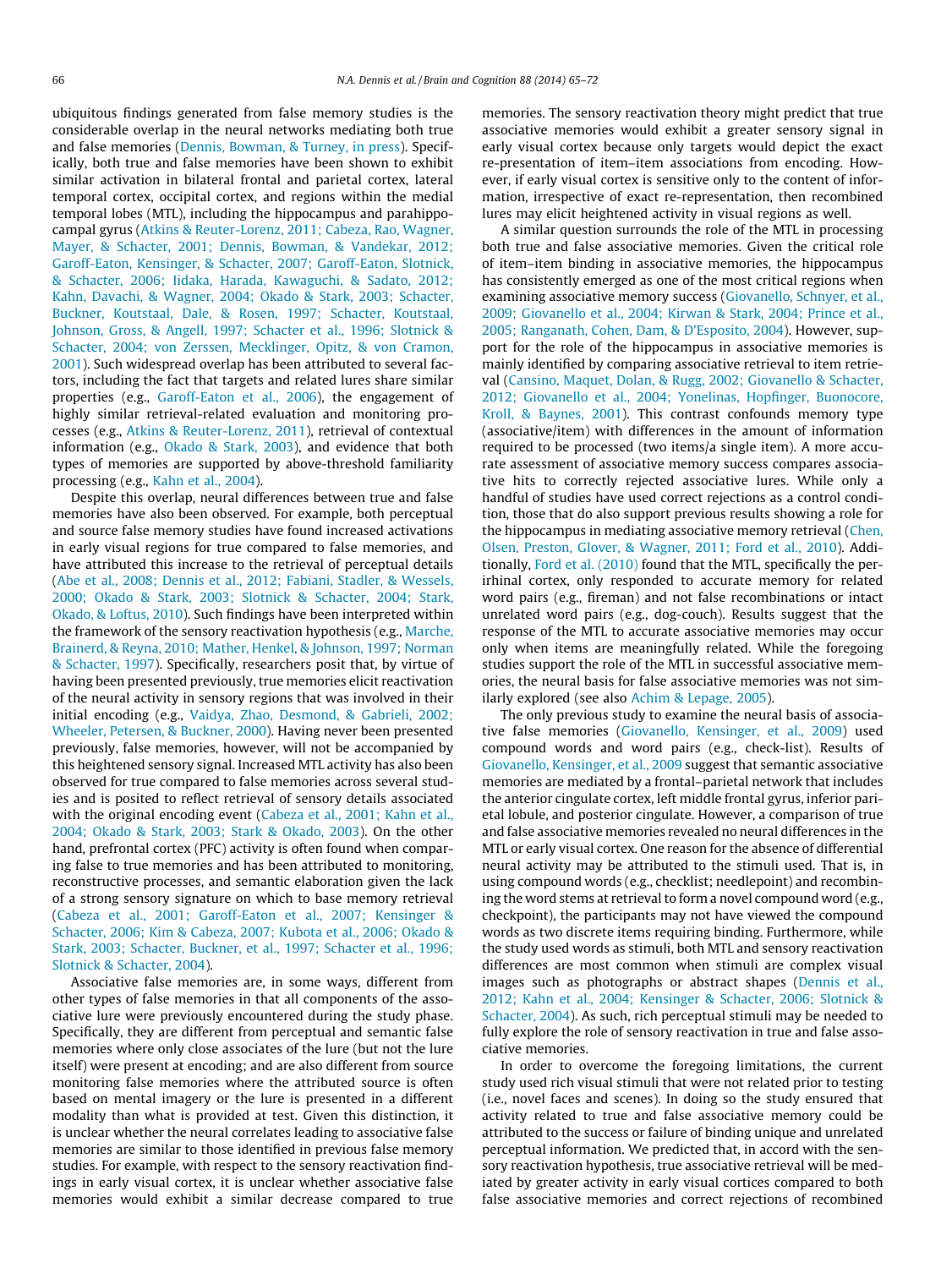ubiquitous findings generated from false memory studies is the considerable overlap in the neural networks mediating both true and false memories (Dennis, Bowman, & Turney, in press). Specifically, both true and false memories have been shown to exhibit similar activation in bilateral frontal and parietal cortex, lateral temporal cortex, occipital cortex, and regions within the medial temporal lobes (MTL), including the hippocampus and parahippocampal gyrus (Atkins & Reuter-Lorenz, 2011; Cabeza, Rao, Wagner, Mayer, & Schacter, 2001; Dennis, Bowman, & Vandekar, 2012; Garoff-Eaton, Kensinger, & Schacter, 2007; Garoff-Eaton, Slotnick, & Schacter, 2006; Iidaka, Harada, Kawaguchi, & Sadato, 2012; Kahn, Davachi, & Wagner, 2004; Okado & Stark, 2003; Schacter, Buckner, Koutstaal, Dale, & Rosen, 1997; Schacter, Koutstaal, Johnson, Gross, & Angell, 1997; Schacter et al., 1996; Slotnick & Schacter, 2004; von Zerssen, Mecklinger, Opitz, & von Cramon, 2001). Such widespread overlap has been attributed to several factors, including the fact that targets and related lures share similar properties (e.g., Garoff-Eaton et al., 2006), the engagement of highly similar retrieval-related evaluation and monitoring processes (e.g., Atkins & Reuter-Lorenz, 2011), retrieval of contextual information (e.g., Okado & Stark, 2003), and evidence that both types of memories are supported by above-threshold familiarity processing (e.g., Kahn et al., 2004).

Despite this overlap, neural differences between true and false memories have also been observed. For example, both perceptual and source false memory studies have found increased activations in early visual regions for true compared to false memories, and have attributed this increase to the retrieval of perceptual details (Abe et al., 2008; Dennis et al., 2012; Fabiani, Stadler, & Wessels, 2000; Okado & Stark, 2003; Slotnick & Schacter, 2004; Stark, Okado, & Loftus, 2010). Such findings have been interpreted within the framework of the sensory reactivation hypothesis (e.g., Marche, Brainerd, & Reyna, 2010; Mather, Henkel, & Johnson, 1997; Norman & Schacter, 1997). Specifically, researchers posit that, by virtue of having been presented previously, true memories elicit reactivation of the neural activity in sensory regions that was involved in their initial encoding (e.g., Vaidya, Zhao, Desmond, & Gabrieli, 2002; Wheeler, Petersen, & Buckner, 2000). Having never been presented previously, false memories, however, will not be accompanied by this heightened sensory signal. Increased MTL activity has also been observed for true compared to false memories across several studies and is posited to reflect retrieval of sensory details associated with the original encoding event (Cabeza et al., 2001; Kahn et al., 2004; Okado & Stark, 2003; Stark & Okado, 2003). On the other hand, prefrontal cortex (PFC) activity is often found when comparing false to true memories and has been attributed to monitoring, reconstructive processes, and semantic elaboration given the lack of a strong sensory signature on which to base memory retrieval (Cabeza et al., 2001; Garoff-Eaton et al., 2007; Kensinger & Schacter, 2006; Kim & Cabeza, 2007; Kubota et al., 2006; Okado & Stark, 2003; Schacter, Buckner, et al., 1997; Schacter et al., 1996; Slotnick & Schacter, 2004).

Associative false memories are, in some ways, different from other types of false memories in that all components of the associative lure were previously encountered during the study phase. Specifically, they are different from perceptual and semantic false memories where only close associates of the lure (but not the lure itself) were present at encoding; and are also different from source monitoring false memories where the attributed source is often based on mental imagery or the lure is presented in a different modality than what is provided at test. Given this distinction, it is unclear whether the neural correlates leading to associative false memories are similar to those identified in previous false memory studies. For example, with respect to the sensory reactivation findings in early visual cortex, it is unclear whether associative false memories would exhibit a similar decrease compared to true memories. The sensory reactivation theory might predict that true associative memories would exhibit a greater sensory signal in early visual cortex because only targets would depict the exact re-presentation of item–item associations from encoding. However, if early visual cortex is sensitive only to the content of information, irrespective of exact re-representation, then recombined lures may elicit heightened activity in visual regions as well.

A similar question surrounds the role of the MTL in processing both true and false associative memories. Given the critical role of item–item binding in associative memories, the hippocampus has consistently emerged as one of the most critical regions when examining associative memory success (Giovanello, Schnyer, et al., 2009; Giovanello et al., 2004; Kirwan & Stark, 2004; Prince et al., 2005; Ranganath, Cohen, Dam, & D'Esposito, 2004). However, support for the role of the hippocampus in associative memories is mainly identified by comparing associative retrieval to item retrieval (Cansino, Maquet, Dolan, & Rugg, 2002; Giovanello & Schacter, 2012; Giovanello et al., 2004; Yonelinas, Hopfinger, Buonocore, Kroll, & Baynes, 2001). This contrast confounds memory type (associative/item) with differences in the amount of information required to be processed (two items/a single item). A more accurate assessment of associative memory success compares associative hits to correctly rejected associative lures. While only a handful of studies have used correct rejections as a control condition, those that do also support previous results showing a role for the hippocampus in mediating associative memory retrieval (Chen, Olsen, Preston, Glover, & Wagner, 2011; Ford et al., 2010). Additionally, Ford et al. (2010) found that the MTL, specifically the perirhinal cortex, only responded to accurate memory for related word pairs (e.g., fireman) and not false recombinations or intact unrelated word pairs (e.g., dog-couch). Results suggest that the response of the MTL to accurate associative memories may occur only when items are meaningfully related. While the foregoing studies support the role of the MTL in successful associative memories, the neural basis for false associative memories was not similarly explored (see also Achim & Lepage, 2005).

The only previous study to examine the neural basis of associative false memories (Giovanello, Kensinger, et al., 2009) used compound words and word pairs (e.g., check-list). Results of Giovanello, Kensinger, et al., 2009 suggest that semantic associative memories are mediated by a frontal–parietal network that includes the anterior cingulate cortex, left middle frontal gyrus, inferior parietal lobule, and posterior cingulate. However, a comparison of true and false associative memories revealed no neural differences in the MTL or early visual cortex. One reason for the absence of differential neural activity may be attributed to the stimuli used. That is, in using compound words (e.g., checklist; needlepoint) and recombining the word stems at retrieval to form a novel compound word (e.g., checkpoint), the participants may not have viewed the compound words as two discrete items requiring binding. Furthermore, while the study used words as stimuli, both MTL and sensory reactivation differences are most common when stimuli are complex visual images such as photographs or abstract shapes (Dennis et al., 2012; Kahn et al., 2004; Kensinger & Schacter, 2006; Slotnick & Schacter, 2004). As such, rich perceptual stimuli may be needed to fully explore the role of sensory reactivation in true and false associative memories.

In order to overcome the foregoing limitations, the current study used rich visual stimuli that were not related prior to testing (i.e., novel faces and scenes). In doing so the study ensured that activity related to true and false associative memory could be attributed to the success or failure of binding unique and unrelated perceptual information. We predicted that, in accord with the sensory reactivation hypothesis, true associative retrieval will be mediated by greater activity in early visual cortices compared to both false associative memories and correct rejections of recombined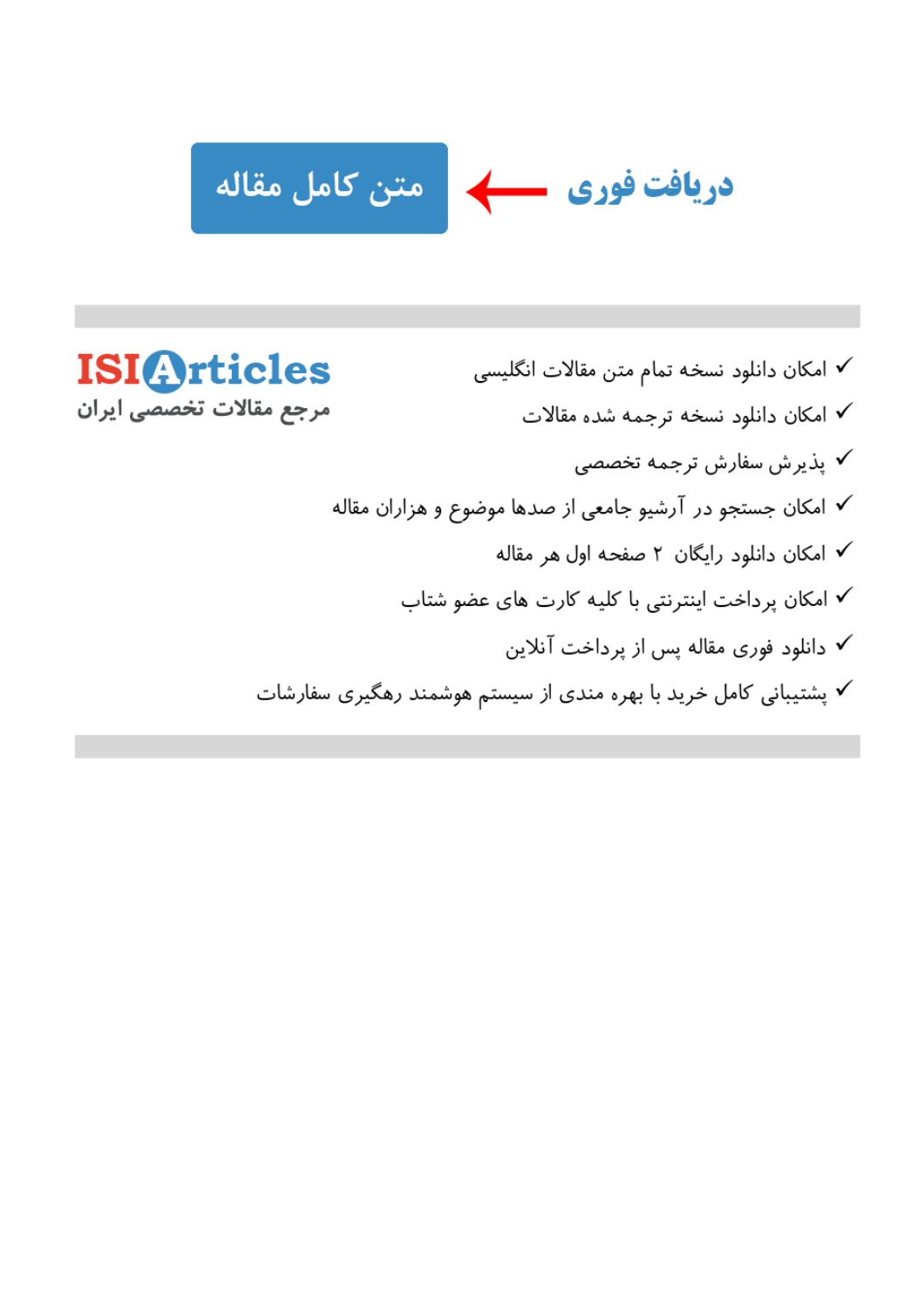دریافت فوری ← متن کامل مقاله

ISIArticles
مرجع مقالات تخصصی ایران

- ✓ امکان دانلود نسخه تمام متن مقالات انگلیسی
- ✓ امکان دانلود نسخه ترجمه شده مقالات
- ✓ پذیرش سفارش ترجمه تخصصی
- ✓ امکان جستجو در آرشیو جامعی از صدها موضوع و هزاران مقاله
- ✓ امکان دانلود رایگان ۲ صفحه اول هر مقاله
- ✓ امکان پرداخت اینترنتی با کلیه کارت های عضو شتاب
- ✓ دانلود فوری مقاله پس از پرداخت آنلاین
- ✓ پشتیبانی کامل خرید با بهره مندی از سیستم هوشمند رهگیری سفارشات